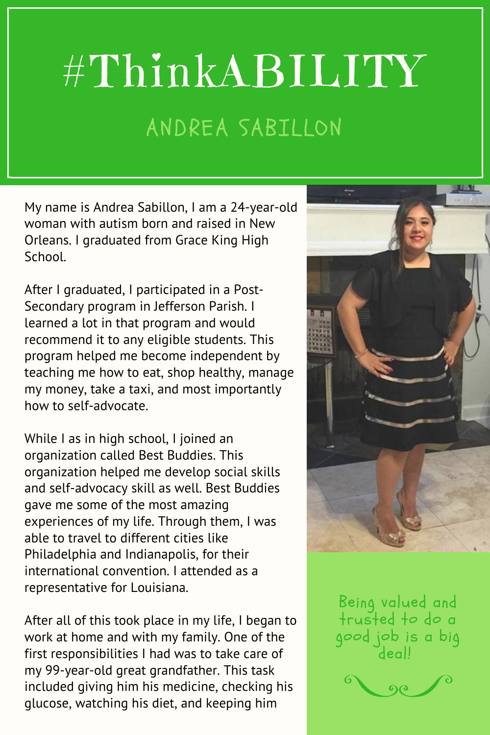# #ThinkABILITY

## ANDREA SABILLON

My name is Andrea Sabillon, I am a 24-year-old woman with autism born and raised in New Orleans. I graduated from Grace King High School.

After I graduated, I participated in a Post-Secondary program in Jefferson Parish. I learned a lot in that program and would recommend it to any eligible students. This program helped me become independent by teaching me how to eat, shop healthy, manage my money, take a taxi, and most importantly how to self-advocate.

While I as in high school, I joined an organization called Best Buddies. This organization helped me develop social skills and self-advocacy skill as well. Best Buddies gave me some of the most amazing experiences of my life. Through them, I was able to travel to different cities like Philadelphia and Indianapolis, for their international convention. I attended as a representative for Louisiana.

After all of this took place in my life, I began to work at home and with my family. One of the first responsibilities I had was to take care of my 99-year-old great grandfather. This task included giving him his medicine, checking his glucose, watching his diet, and keeping him

> Being valued and trusted to do a good job is a big deal!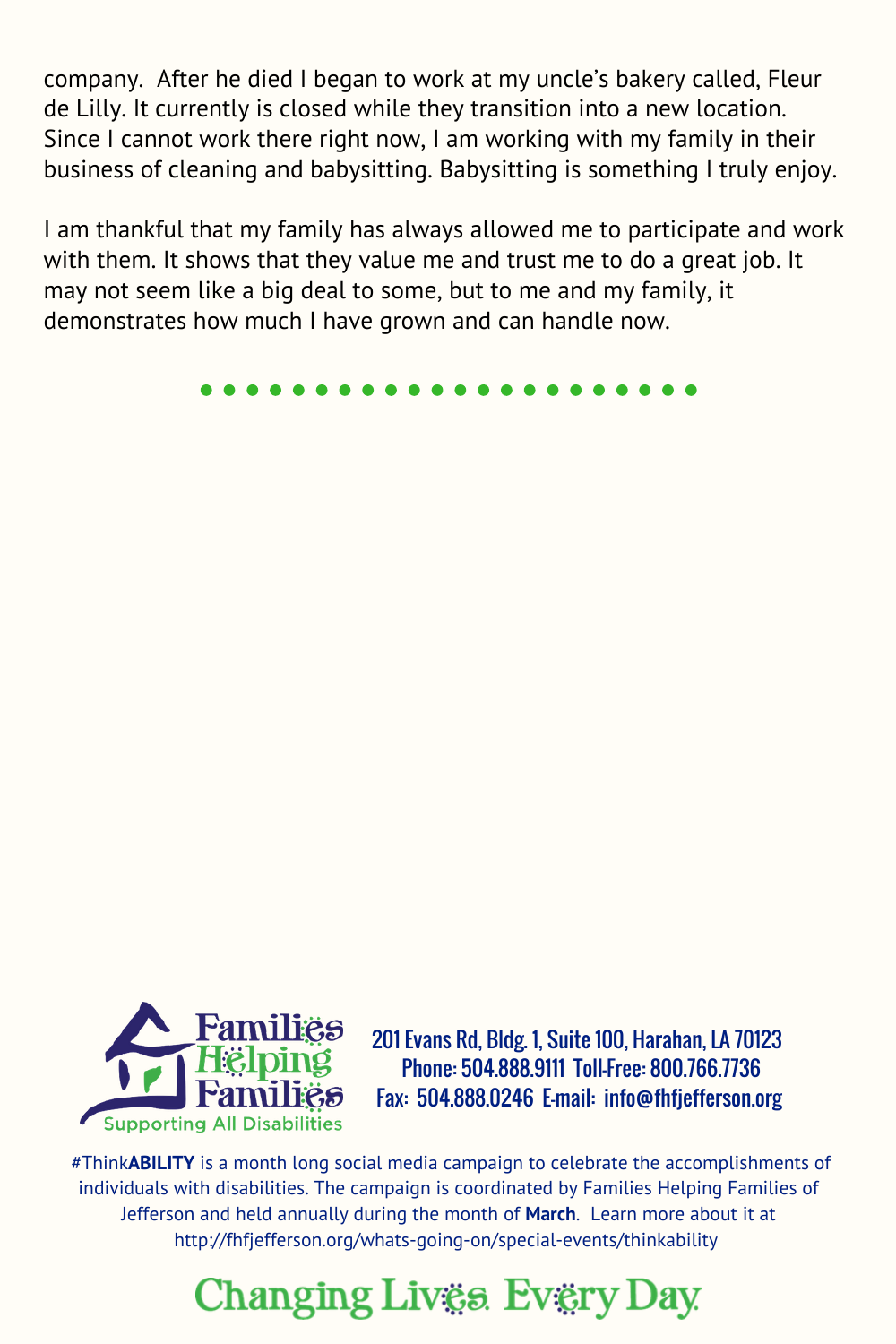company. After he died I began to work at my uncle's bakery called, Fleur de Lilly. It currently is closed while they transition into a new location. Since I cannot work there right now, I am working with my family in their business of cleaning and babysitting. Babysitting is something I truly enjoy.

I am thankful that my family has always allowed me to participate and work with them. It shows that they value me and trust me to do a great job. It may not seem like a big deal to some, but to me and my family, it demonstrates how much I have grown and can handle now.

Families Helping Families

Supporting All Disabilities

201 Evans Rd, Bldg. 1, Suite 100, Harahan, LA 70123
Phone: 504.888.9111 Toll-Free: 800.766.7736
Fax: 504.888.0246 E-mail: info@fhfjefferson.org

#Think**ABILITY** is a month long social media campaign to celebrate the accomplishments of individuals with disabilities. The campaign is coordinated by Families Helping Families of Jefferson and held annually during the month of **March**. Learn more about it at http://fhfjefferson.org/whats-going-on/special-events/thinkability

Changing Lives Every Day.